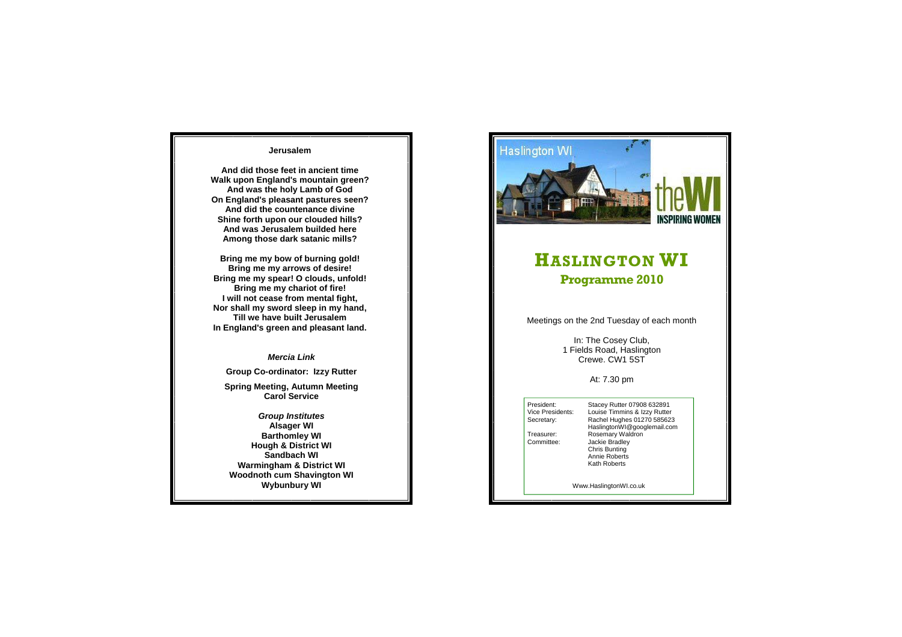## Jerusalem

**And did those feet in ancient time**
**Walk upon England's mountain green?**
**And was the holy Lamb of God**
**On England's pleasant pastures seen?**
**And did the countenance divine**
**Shine forth upon our clouded hills?**
**And was Jerusalem builded here**
**Among those dark satanic mills?**

**Bring me my bow of burning gold!**
**Bring me my arrows of desire!**
**Bring me my spear! O clouds, unfold!**
**Bring me my chariot of fire!**
**I will not cease from mental fight,**
**Nor shall my sword sleep in my hand,**
**Till we have built Jerusalem**
**In England's green and pleasant land.**

***Mercia Link***

**Group Co-ordinator: Izzy Rutter**

**Spring Meeting, Autumn Meeting**
**Carol Service**

***Group Institutes***

**Alsager WI**
**Barthomley WI**
**Hough & District WI**
**Sandbach WI**
**Warmingham & District WI**
**Woodnoth cum Shavington WI**
**Wybunbury WI**

Haslington WI

theWI INSPIRING WOMEN

# HASLINGTON WI

## Programme 2010

Meetings on the 2nd Tuesday of each month

In: The Cosey Club,
1 Fields Road, Haslington
Crewe. CW1 5ST

At: 7.30 pm

| | |
|---|---|
| President: | Stacey Rutter 07908 632891 |
| Vice Presidents: | Louise Timmins & Izzy Rutter |
| Secretary: | Rachel Hughes 01270 585623<br>HaslingtonWI@googlemail.com |
| Treasurer: | Rosemary Waldron |
| Committee: | Jackie Bradley<br>Chris Bunting<br>Annie Roberts<br>Kath Roberts |

Www.HaslingtonWI.co.uk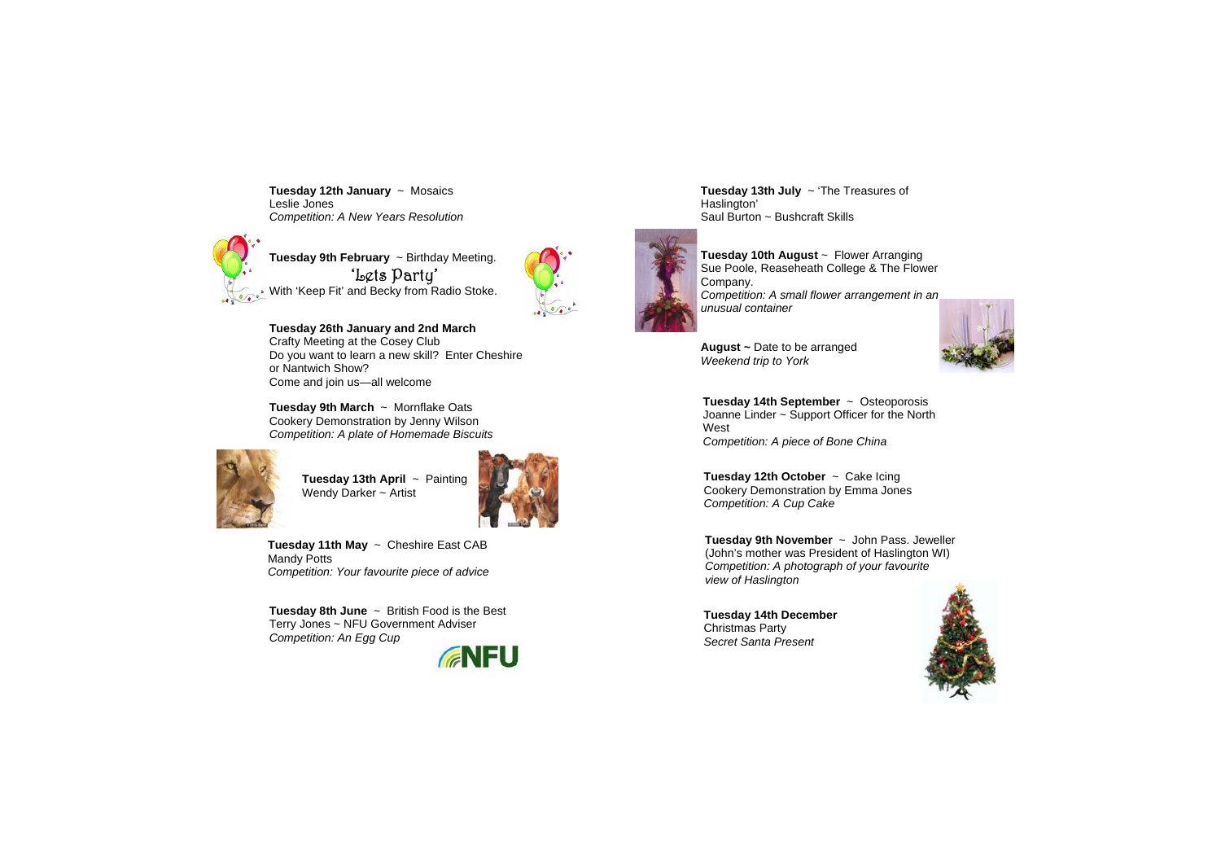**Tuesday 12th January** ~ Mosaics
Leslie Jones
*Competition: A New Years Resolution*

**Tuesday 9th February** ~ Birthday Meeting.
'Lets Party'
With 'Keep Fit' and Becky from Radio Stoke.

**Tuesday 26th January and 2nd March**
Crafty Meeting at the Cosey Club
Do you want to learn a new skill? Enter Cheshire or Nantwich Show?
Come and join us—all welcome

**Tuesday 9th March** ~ Mornflake Oats
Cookery Demonstration by Jenny Wilson
*Competition: A plate of Homemade Biscuits*

**Tuesday 13th April** ~ Painting
Wendy Darker ~ Artist

**Tuesday 11th May** ~ Cheshire East CAB
Mandy Potts
*Competition: Your favourite piece of advice*

**Tuesday 8th June** ~ British Food is the Best
Terry Jones ~ NFU Government Adviser
*Competition: An Egg Cup*

**Tuesday 13th July** ~ 'The Treasures of Haslington'
Saul Burton ~ Bushcraft Skills

**Tuesday 10th August** ~ Flower Arranging
Sue Poole, Reaseheath College & The Flower Company.
*Competition: A small flower arrangement in an unusual container*

**August ~** Date to be arranged
*Weekend trip to York*

**Tuesday 14th September** ~ Osteoporosis
Joanne Linder ~ Support Officer for the North West
*Competition: A piece of Bone China*

**Tuesday 12th October** ~ Cake Icing
Cookery Demonstration by Emma Jones
*Competition: A Cup Cake*

**Tuesday 9th November** ~ John Pass. Jeweller
(John's mother was President of Haslington WI)
*Competition: A photograph of your favourite view of Haslington*

**Tuesday 14th December**
Christmas Party
*Secret Santa Present*